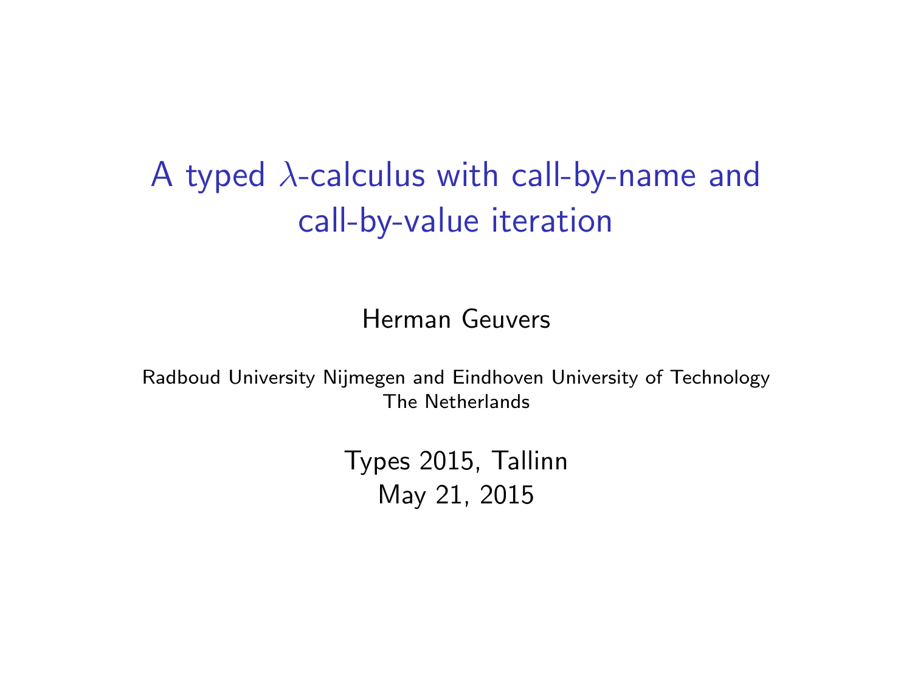# A typed $\lambda$-calculus with call-by-name and call-by-value iteration

Herman Geuvers

Radboud University Nijmegen and Eindhoven University of Technology
The Netherlands

Types 2015, Tallinn
May 21, 2015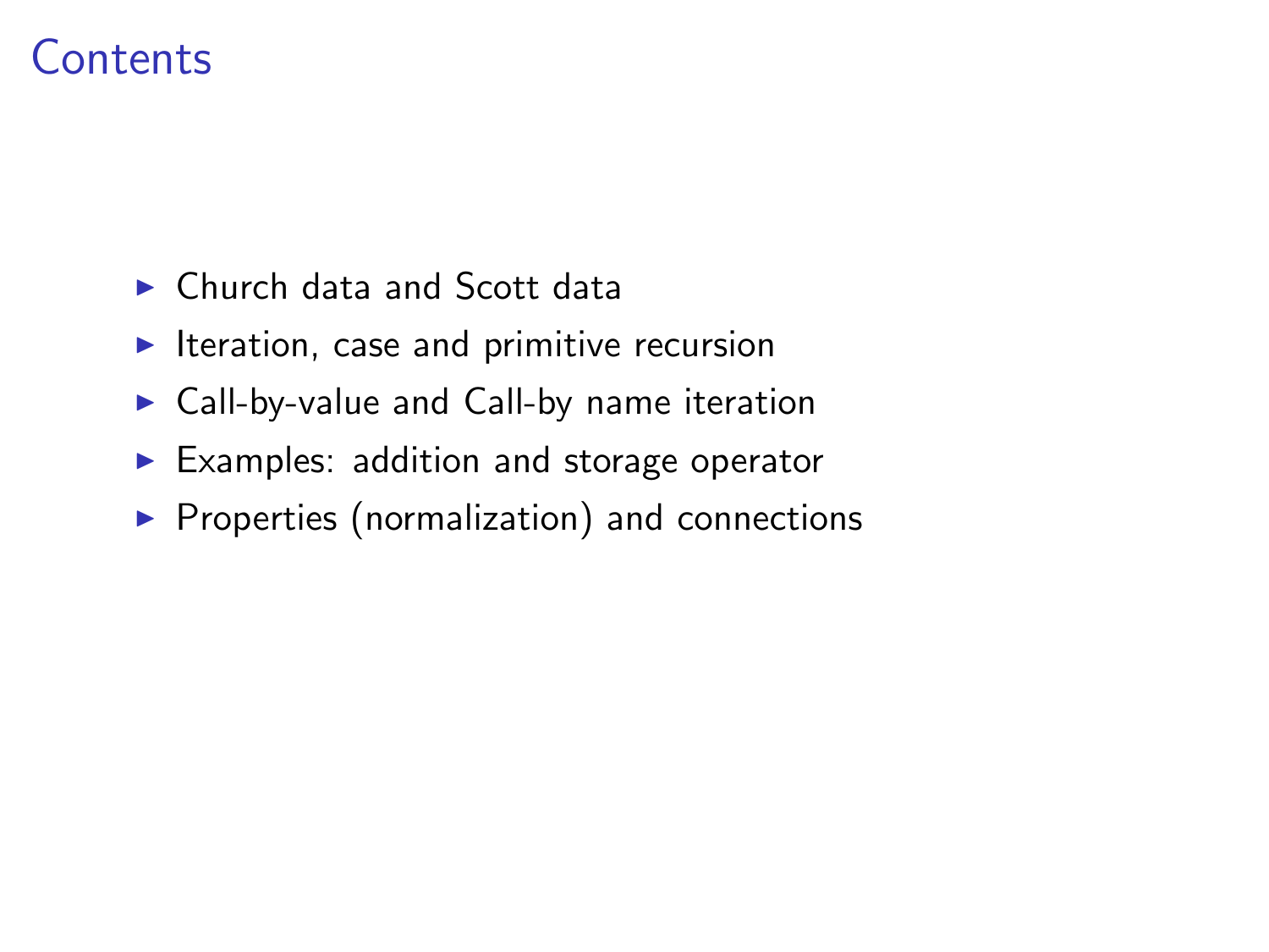# Contents

- Church data and Scott data
- Iteration, case and primitive recursion
- Call-by-value and Call-by name iteration
- Examples: addition and storage operator
- Properties (normalization) and connections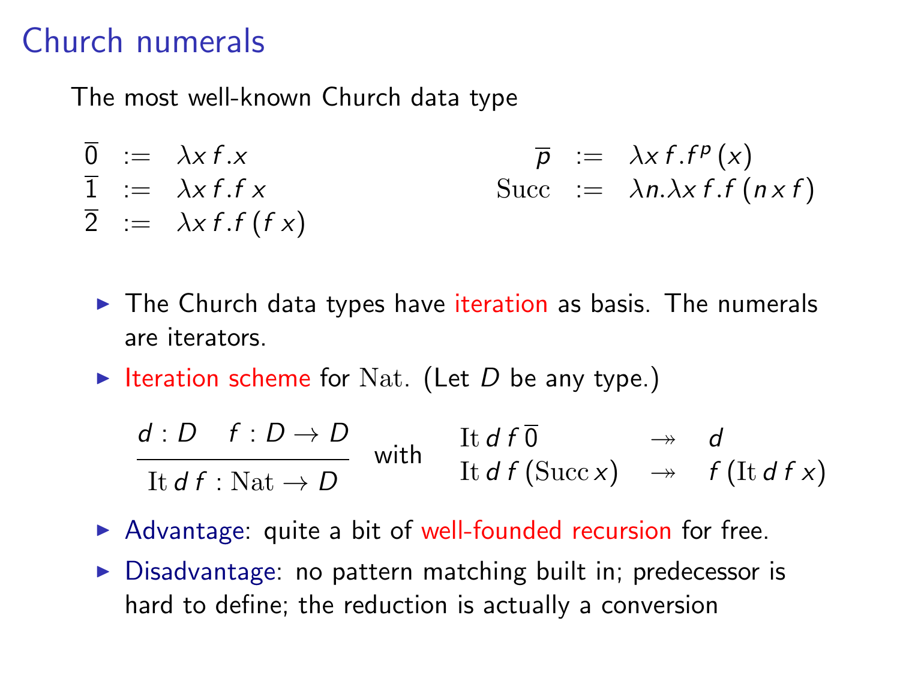# Church numerals

The most well-known Church data type

$$
\begin{aligned}
\overline{0} &:= \lambda x\, f. x & \qquad \overline{p} &:= \lambda x\, f. f^p\,(x)\\
\overline{1} &:= \lambda x\, f. f\, x & \mathrm{Succ} &:= \lambda n. \lambda x\, f. f\,(n\, x\, f)\\
\overline{2} &:= \lambda x\, f. f\,(f\, x) & &
\end{aligned}
$$

- The Church data types have iteration as basis. The numerals are iterators.
- Iteration scheme for $\mathrm{Nat}$. (Let $D$ be any type.)

$$
\frac{d : D \quad f : D \to D}{\mathrm{It}\, d\, f : \mathrm{Nat} \to D} \quad \text{with} \quad
\begin{array}{lcl}
\mathrm{It}\, d\, f\, \overline{0} & \twoheadrightarrow & d\\
\mathrm{It}\, d\, f\, (\mathrm{Succ}\, x) & \twoheadrightarrow & f\, (\mathrm{It}\, d\, f\, x)
\end{array}
$$

- Advantage: quite a bit of well-founded recursion for free.
- Disadvantage: no pattern matching built in; predecessor is hard to define; the reduction is actually a conversion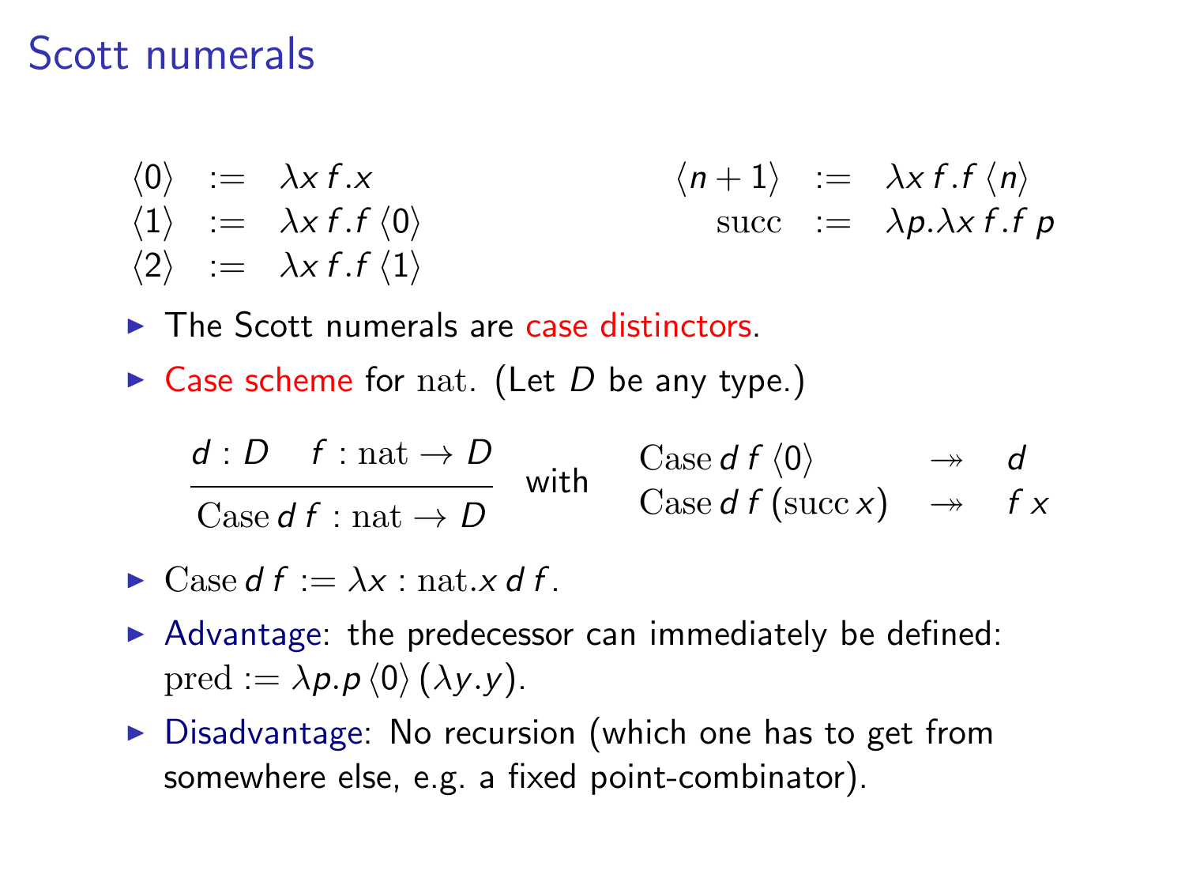# Scott numerals

$$
\begin{array}{lcl}
\langle 0 \rangle & := & \lambda x\, f.x \\
\langle 1 \rangle & := & \lambda x\, f.f\, \langle 0 \rangle \\
\langle 2 \rangle & := & \lambda x\, f.f\, \langle 1 \rangle
\end{array}
\qquad
\begin{array}{rcl}
\langle n+1 \rangle & := & \lambda x\, f.f\, \langle n \rangle \\
\mathrm{succ} & := & \lambda p.\lambda x\, f.f\, p
\end{array}
$$

- The Scott numerals are case distinctors.
- Case scheme for $\mathrm{nat}$. (Let $D$ be any type.)

$$
\frac{d : D \quad f : \mathrm{nat} \to D}{\mathrm{Case}\, d\, f : \mathrm{nat} \to D}
\quad \text{with} \quad
\begin{array}{lcl}
\mathrm{Case}\, d\, f\, \langle 0 \rangle & \twoheadrightarrow & d \\
\mathrm{Case}\, d\, f\, (\mathrm{succ}\, x) & \twoheadrightarrow & f\, x
\end{array}
$$

- $\mathrm{Case}\, d\, f := \lambda x : \mathrm{nat}.x\, d\, f$.
- Advantage: the predecessor can immediately be defined: $\mathrm{pred} := \lambda p.p\, \langle 0 \rangle\, (\lambda y.y)$.
- Disadvantage: No recursion (which one has to get from somewhere else, e.g. a fixed point-combinator).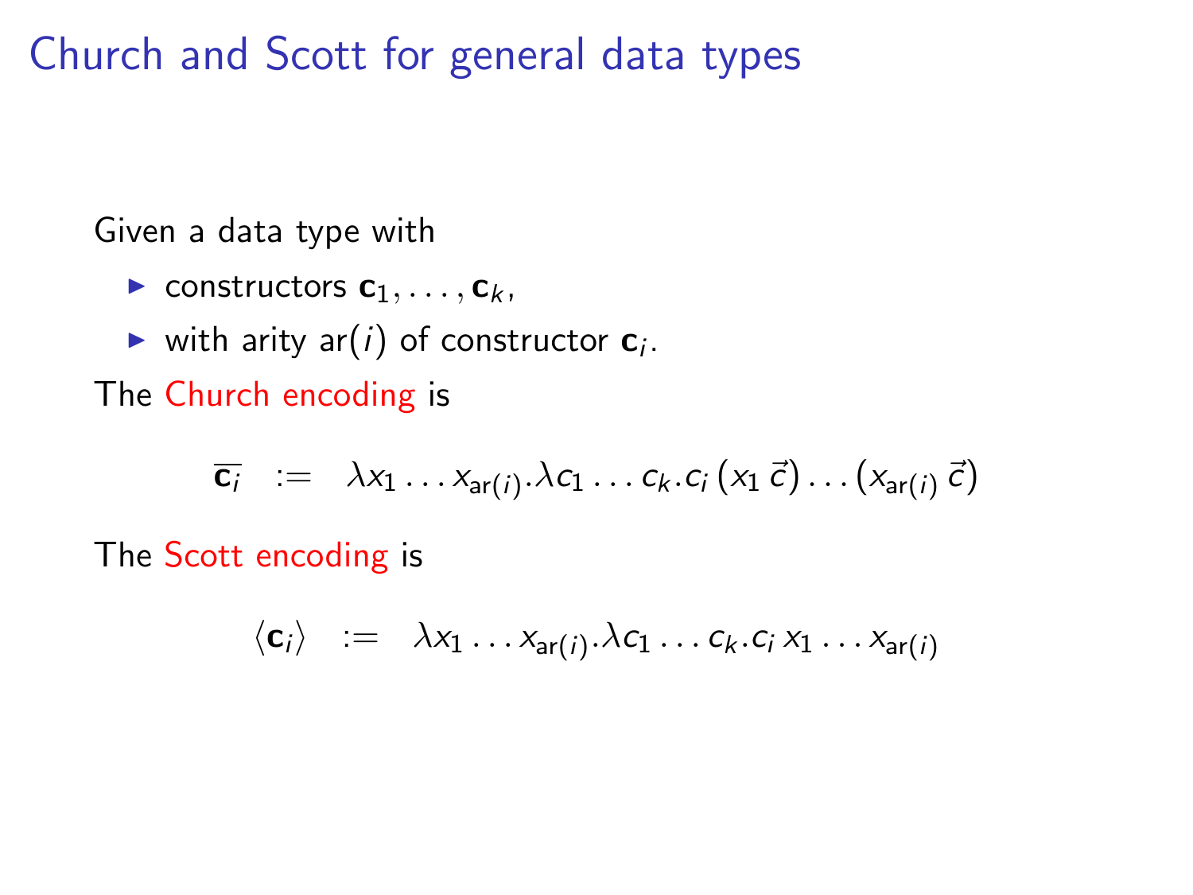# Church and Scott for general data types

Given a data type with

- constructors $\mathbf{c}_1, \ldots, \mathbf{c}_k$,
- with arity $\mathsf{ar}(i)$ of constructor $\mathbf{c}_i$.

The Church encoding is

$$\overline{\mathbf{c}_i} \quad := \quad \lambda x_1 \ldots x_{\mathsf{ar}(i)}.\lambda c_1 \ldots c_k.c_i\,(x_1\,\vec{c}) \ldots (x_{\mathsf{ar}(i)}\,\vec{c})$$

The Scott encoding is

$$\langle \mathbf{c}_i \rangle \quad := \quad \lambda x_1 \ldots x_{\mathsf{ar}(i)}.\lambda c_1 \ldots c_k.c_i\,x_1 \ldots x_{\mathsf{ar}(i)}$$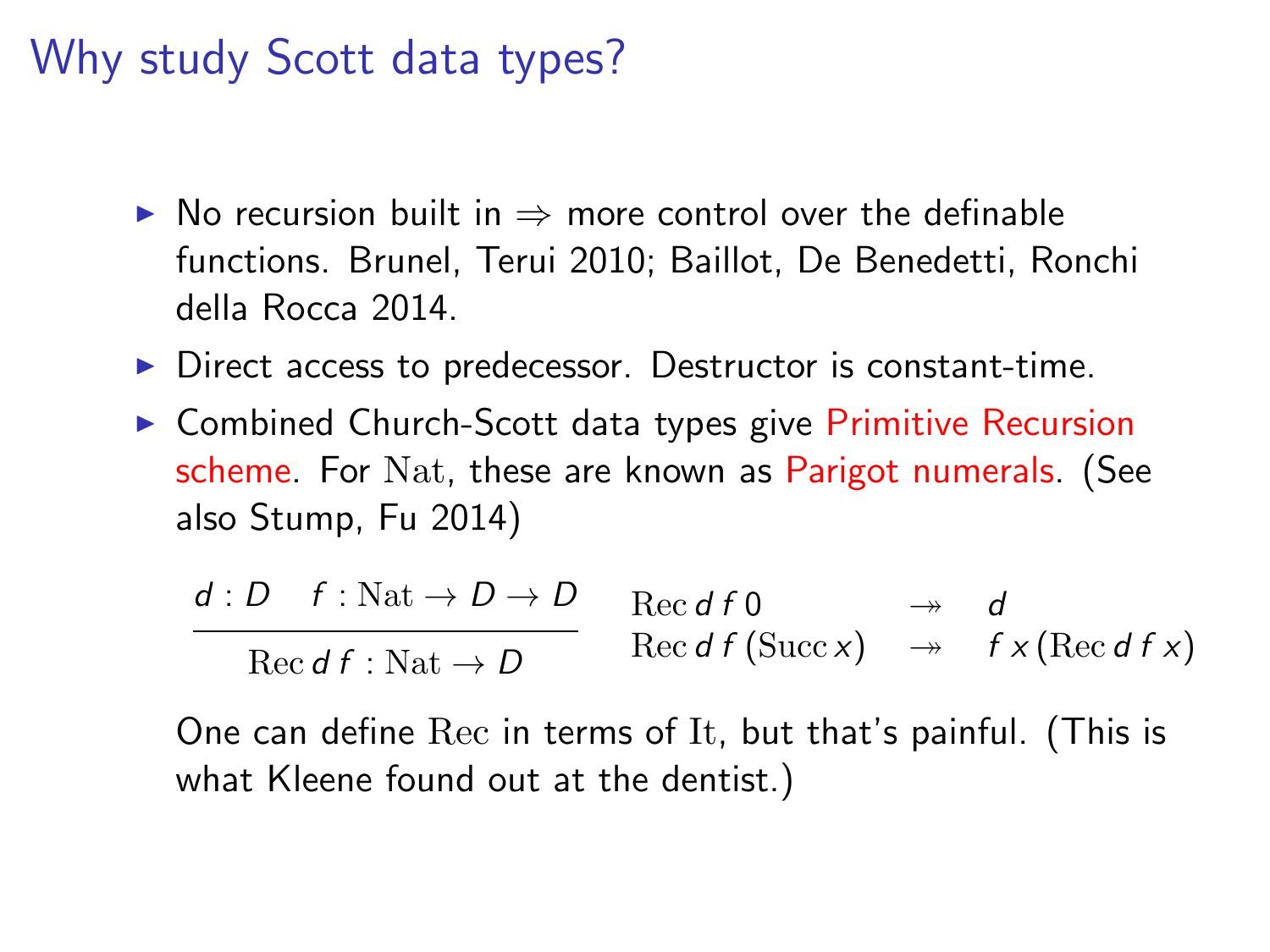# Why study Scott data types?

- No recursion built in $\Rightarrow$ more control over the definable functions. Brunel, Terui 2010; Baillot, De Benedetti, Ronchi della Rocca 2014.
- Direct access to predecessor. Destructor is constant-time.
- Combined Church-Scott data types give Primitive Recursion scheme. For $\mathrm{Nat}$, these are known as Parigot numerals. (See also Stump, Fu 2014)

$$\frac{d : D \quad f : \mathrm{Nat} \to D \to D}{\mathrm{Rec}\, d\, f : \mathrm{Nat} \to D} \qquad \begin{array}{lcl} \mathrm{Rec}\, d\, f\, 0 & \twoheadrightarrow & d \\ \mathrm{Rec}\, d\, f\, (\mathrm{Succ}\, x) & \twoheadrightarrow & f\, x\, (\mathrm{Rec}\, d\, f\, x) \end{array}$$

One can define $\mathrm{Rec}$ in terms of $\mathrm{It}$, but that's painful. (This is what Kleene found out at the dentist.)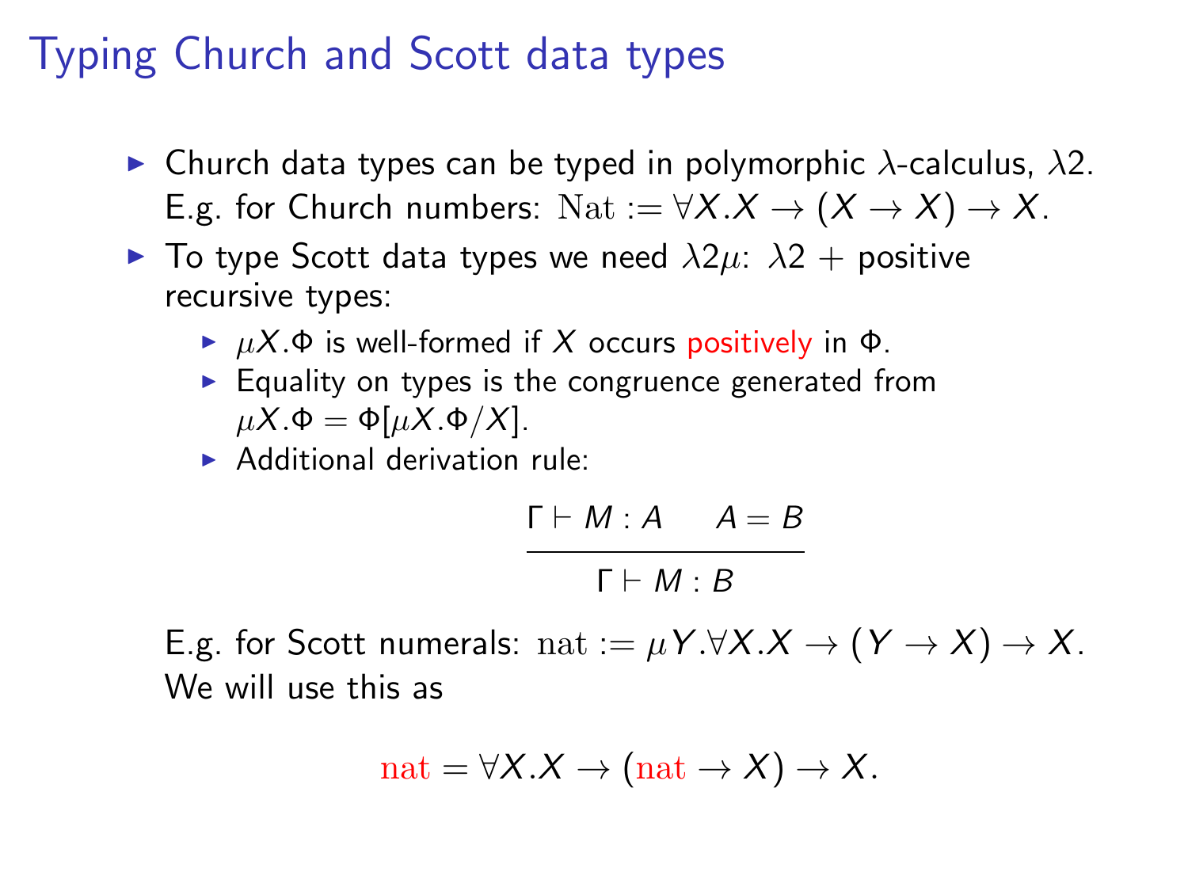# Typing Church and Scott data types

- Church data types can be typed in polymorphic $\lambda$-calculus, $\lambda 2$. E.g. for Church numbers: $\mathrm{Nat} := \forall X.X \to (X \to X) \to X$.
- To type Scott data types we need $\lambda 2\mu$: $\lambda 2$ + positive recursive types:
  - $\mu X.\Phi$ is well-formed if $X$ occurs positively in $\Phi$.
  - Equality on types is the congruence generated from $\mu X.\Phi = \Phi[\mu X.\Phi/X]$.
  - Additional derivation rule:

$$\frac{\Gamma \vdash M : A \qquad A = B}{\Gamma \vdash M : B}$$

  E.g. for Scott numerals: $\mathrm{nat} := \mu Y.\forall X.X \to (Y \to X) \to X$.
  We will use this as

$$\mathrm{nat} = \forall X.X \to (\mathrm{nat} \to X) \to X.$$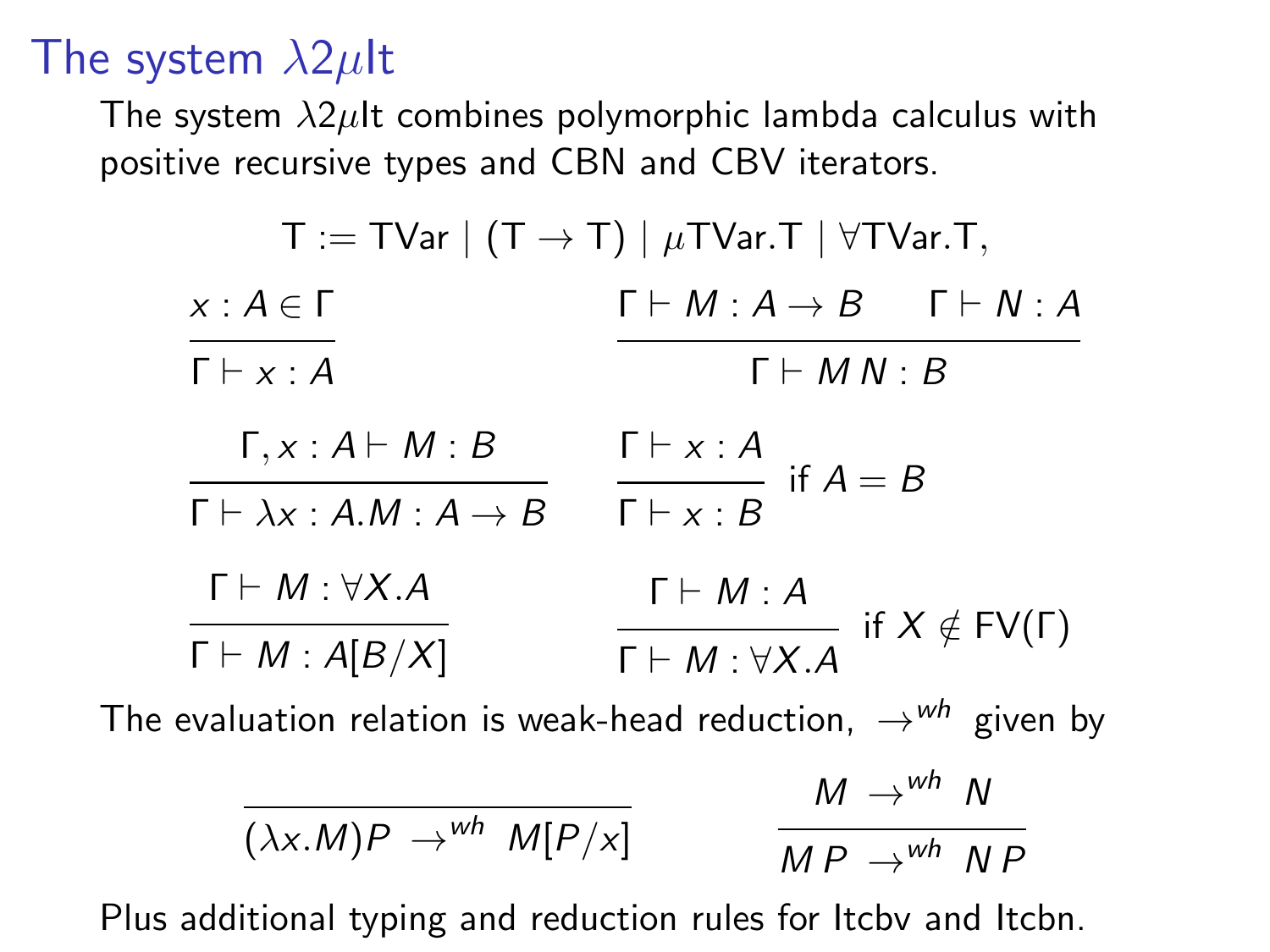# The system $\lambda 2\mu\mathsf{It}$

The system $\lambda 2\mu\mathsf{It}$ combines polymorphic lambda calculus with positive recursive types and CBN and CBV iterators.

$$\mathsf{T} := \mathsf{TVar} \mid (\mathsf{T} \to \mathsf{T}) \mid \mu\mathsf{TVar}.\mathsf{T} \mid \forall\mathsf{TVar}.\mathsf{T},$$

$$\frac{x : A \in \Gamma}{\Gamma \vdash x : A} \qquad \frac{\Gamma \vdash M : A \to B \qquad \Gamma \vdash N : A}{\Gamma \vdash M\,N : B}$$

$$\frac{\Gamma, x : A \vdash M : B}{\Gamma \vdash \lambda x : A.M : A \to B} \qquad \frac{\Gamma \vdash x : A}{\Gamma \vdash x : B} \text{ if } A = B$$

$$\frac{\Gamma \vdash M : \forall X.A}{\Gamma \vdash M : A[B/X]} \qquad \frac{\Gamma \vdash M : A}{\Gamma \vdash M : \forall X.A} \text{ if } X \notin \mathsf{FV}(\Gamma)$$

The evaluation relation is weak-head reduction, $\to^{wh}$ given by

$$\frac{}{(\lambda x.M)P \;\to^{wh}\; M[P/x]} \qquad \frac{M \;\to^{wh}\; N}{M\,P \;\to^{wh}\; N\,P}$$

Plus additional typing and reduction rules for Itcbv and Itcbn.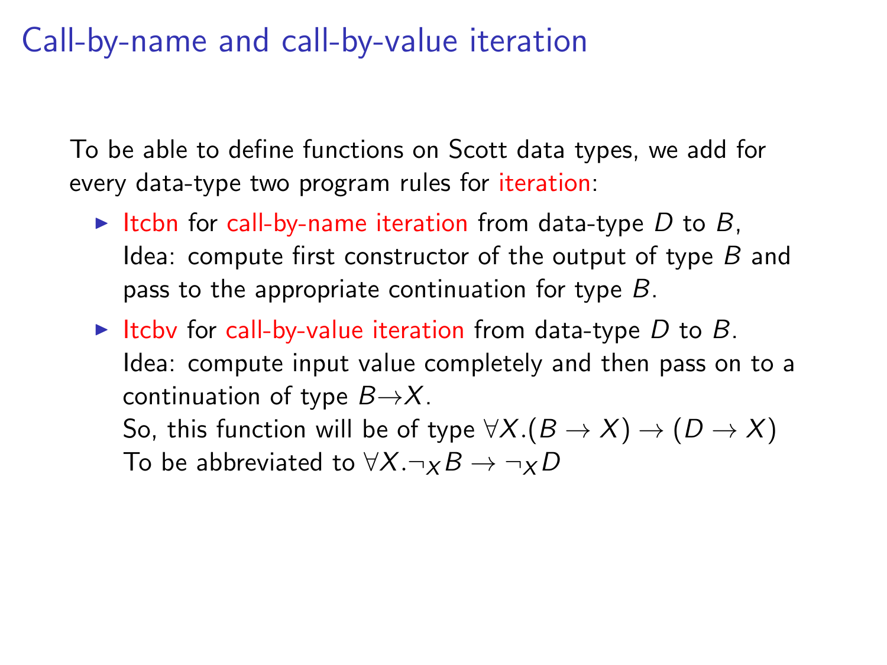# Call-by-name and call-by-value iteration

To be able to define functions on Scott data types, we add for every data-type two program rules for iteration:

- Itcbn for call-by-name iteration from data-type $D$ to $B$,
  Idea: compute first constructor of the output of type $B$ and pass to the appropriate continuation for type $B$.
- Itcbv for call-by-value iteration from data-type $D$ to $B$.
  Idea: compute input value completely and then pass on to a continuation of type $B \to X$.
  So, this function will be of type $\forall X.(B \to X) \to (D \to X)$
  To be abbreviated to $\forall X.\neg_X B \to \neg_X D$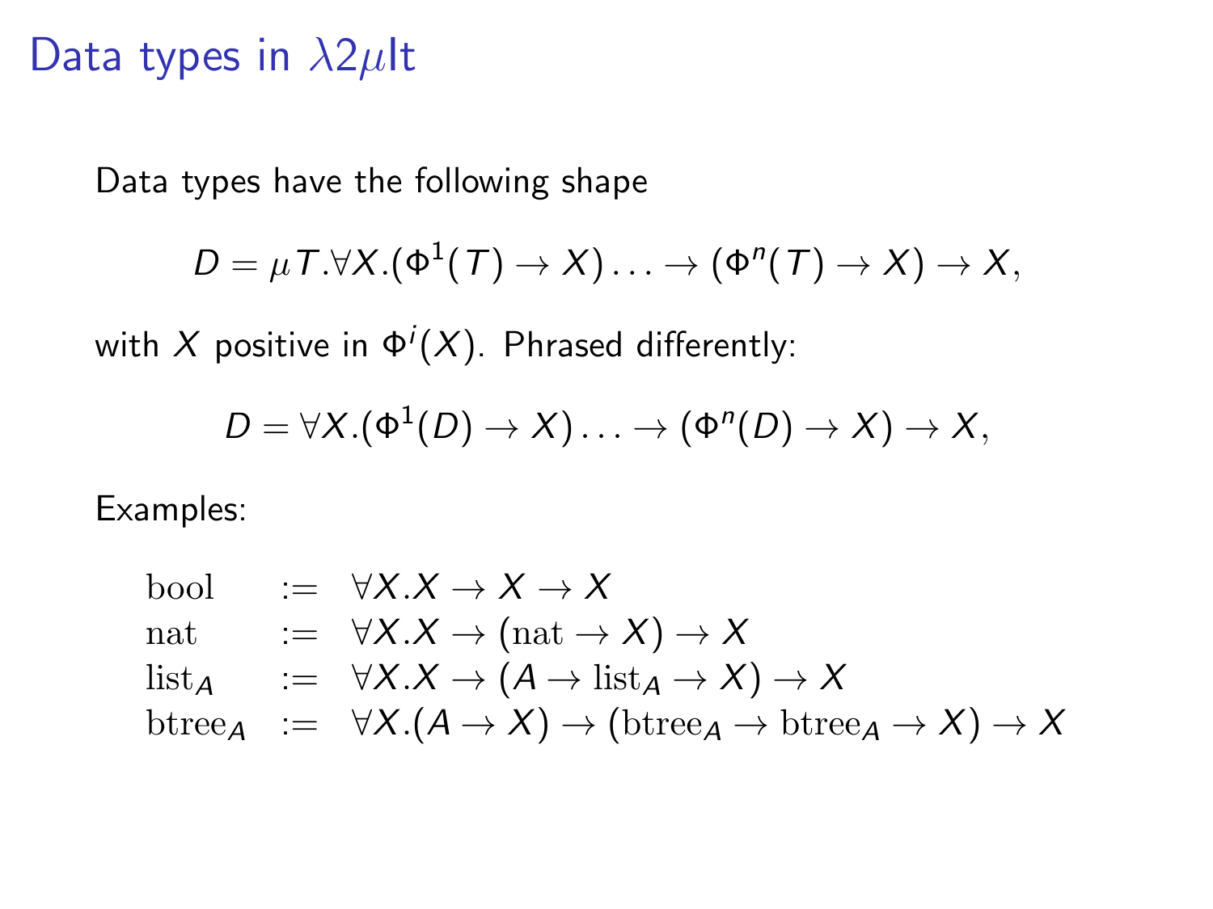# Data types in $\lambda 2\mu$It

Data types have the following shape

$$D = \mu T.\forall X.(\Phi^1(T) \to X) \ldots \to (\Phi^n(T) \to X) \to X,$$

with $X$ positive in $\Phi^i(X)$. Phrased differently:

$$D = \forall X.(\Phi^1(D) \to X) \ldots \to (\Phi^n(D) \to X) \to X,$$

Examples:

$$
\begin{array}{lcl}
\text{bool} & := & \forall X.X \to X \to X \\
\text{nat} & := & \forall X.X \to (\text{nat} \to X) \to X \\
\text{list}_A & := & \forall X.X \to (A \to \text{list}_A \to X) \to X \\
\text{btree}_A & := & \forall X.(A \to X) \to (\text{btree}_A \to \text{btree}_A \to X) \to X
\end{array}
$$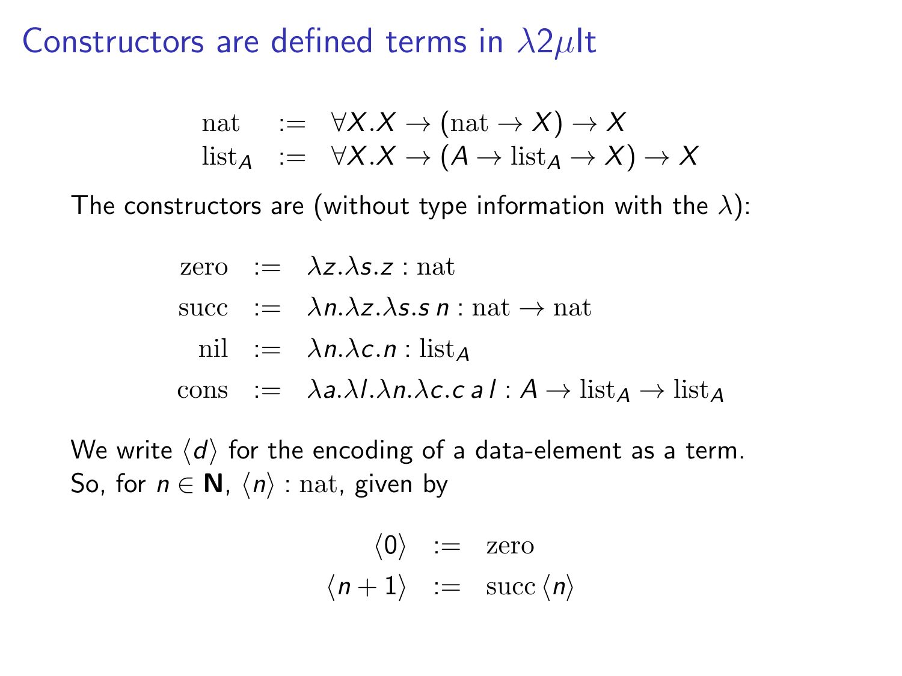# Constructors are defined terms in $\lambda 2\mu\text{It}$

$$
\begin{array}{rcl}
\text{nat} & := & \forall X.X \to (\text{nat} \to X) \to X \\
\text{list}_A & := & \forall X.X \to (A \to \text{list}_A \to X) \to X
\end{array}
$$

The constructors are (without type information with the $\lambda$):

$$
\begin{array}{rcl}
\text{zero} & := & \lambda z.\lambda s.z : \text{nat} \\
\text{succ} & := & \lambda n.\lambda z.\lambda s.s\, n : \text{nat} \to \text{nat} \\
\text{nil} & := & \lambda n.\lambda c.n : \text{list}_A \\
\text{cons} & := & \lambda a.\lambda l.\lambda n.\lambda c.c\, a\, l : A \to \text{list}_A \to \text{list}_A
\end{array}
$$

We write $\langle d \rangle$ for the encoding of a data-element as a term. So, for $n \in \mathbf{N}$, $\langle n \rangle : \text{nat}$, given by

$$
\begin{array}{rcl}
\langle 0 \rangle & := & \text{zero} \\
\langle n+1 \rangle & := & \text{succ}\, \langle n \rangle
\end{array}
$$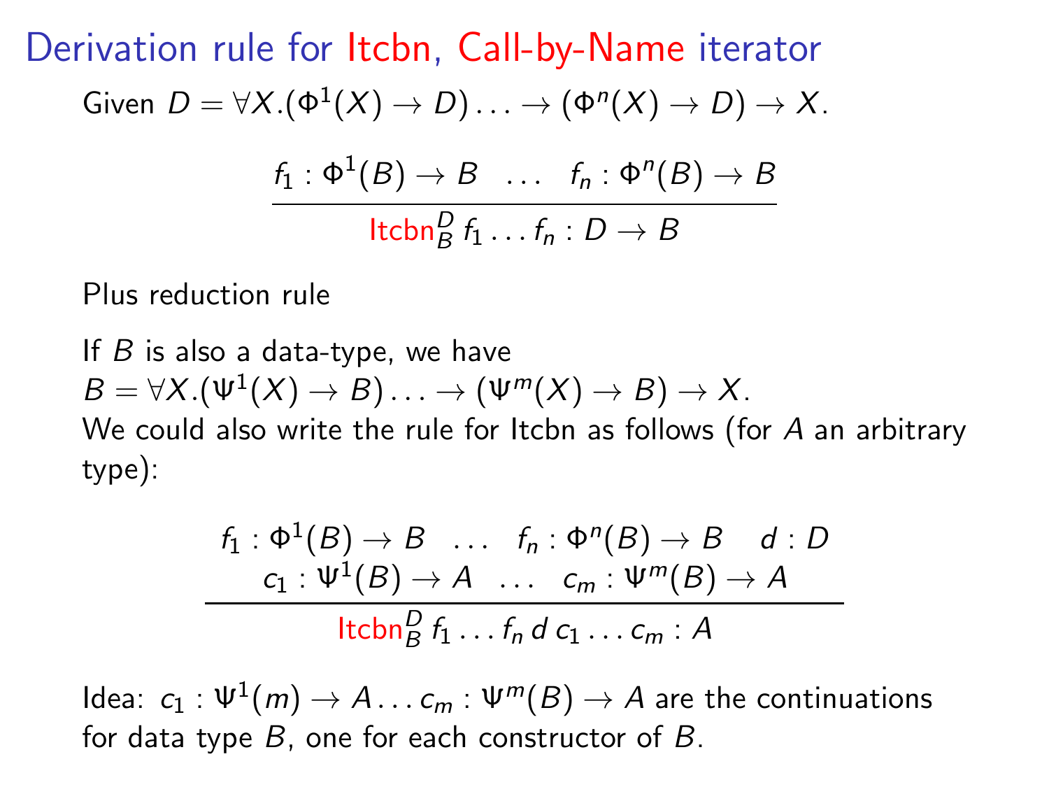# Derivation rule for Itcbn, Call-by-Name iterator

Given $D = \forall X.(\Phi^1(X) \to D) \ldots \to (\Phi^n(X) \to D) \to X$.

$$\frac{f_1 : \Phi^1(B) \to B \quad \ldots \quad f_n : \Phi^n(B) \to B}{\mathsf{Itcbn}^D_B\, f_1 \ldots f_n : D \to B}$$

Plus reduction rule

If $B$ is also a data-type, we have
$B = \forall X.(\Psi^1(X) \to B) \ldots \to (\Psi^m(X) \to B) \to X$.
We could also write the rule for Itcbn as follows (for $A$ an arbitrary type):

$$\frac{\begin{array}{c} f_1 : \Phi^1(B) \to B \quad \ldots \quad f_n : \Phi^n(B) \to B \quad d : D \\ c_1 : \Psi^1(B) \to A \quad \ldots \quad c_m : \Psi^m(B) \to A \end{array}}{\mathsf{Itcbn}^D_B\, f_1 \ldots f_n\, d\, c_1 \ldots c_m : A}$$

Idea: $c_1 : \Psi^1(m) \to A \ldots c_m : \Psi^m(B) \to A$ are the continuations for data type $B$, one for each constructor of $B$.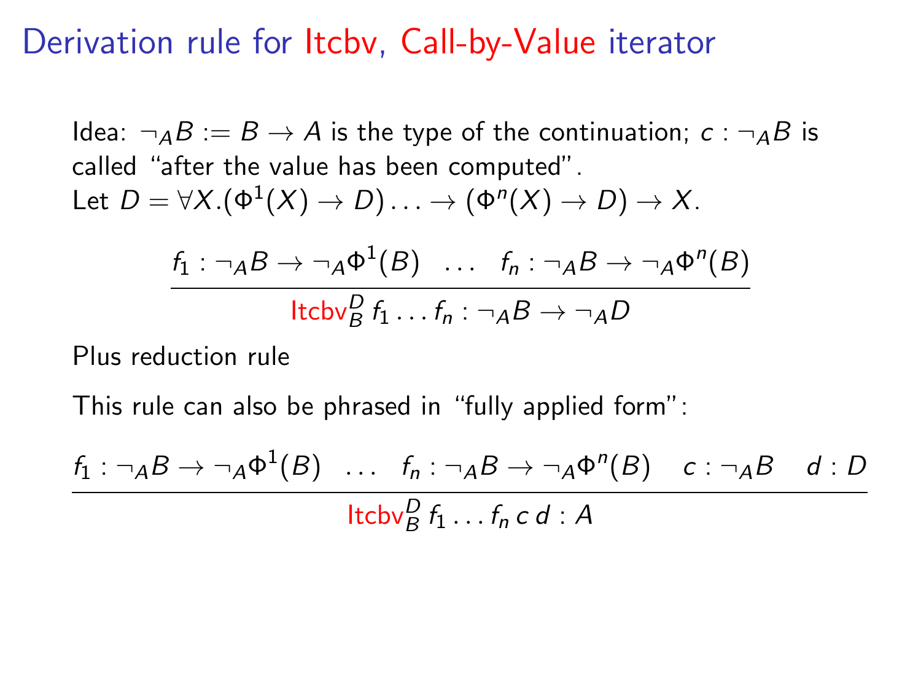# Derivation rule for Itcbv, Call-by-Value iterator

Idea: $\neg_A B := B \to A$ is the type of the continuation; $c : \neg_A B$ is called "after the value has been computed".
Let $D = \forall X.(\Phi^1(X) \to D) \ldots \to (\Phi^n(X) \to D) \to X$.

$$\frac{f_1 : \neg_A B \to \neg_A \Phi^1(B) \quad \ldots \quad f_n : \neg_A B \to \neg_A \Phi^n(B)}{\mathrm{Itcbv}_B^D\, f_1 \ldots f_n : \neg_A B \to \neg_A D}$$

Plus reduction rule

This rule can also be phrased in "fully applied form":

$$\frac{f_1 : \neg_A B \to \neg_A \Phi^1(B) \quad \ldots \quad f_n : \neg_A B \to \neg_A \Phi^n(B) \quad c : \neg_A B \quad d : D}{\mathrm{Itcbv}_B^D\, f_1 \ldots f_n\, c\, d : A}$$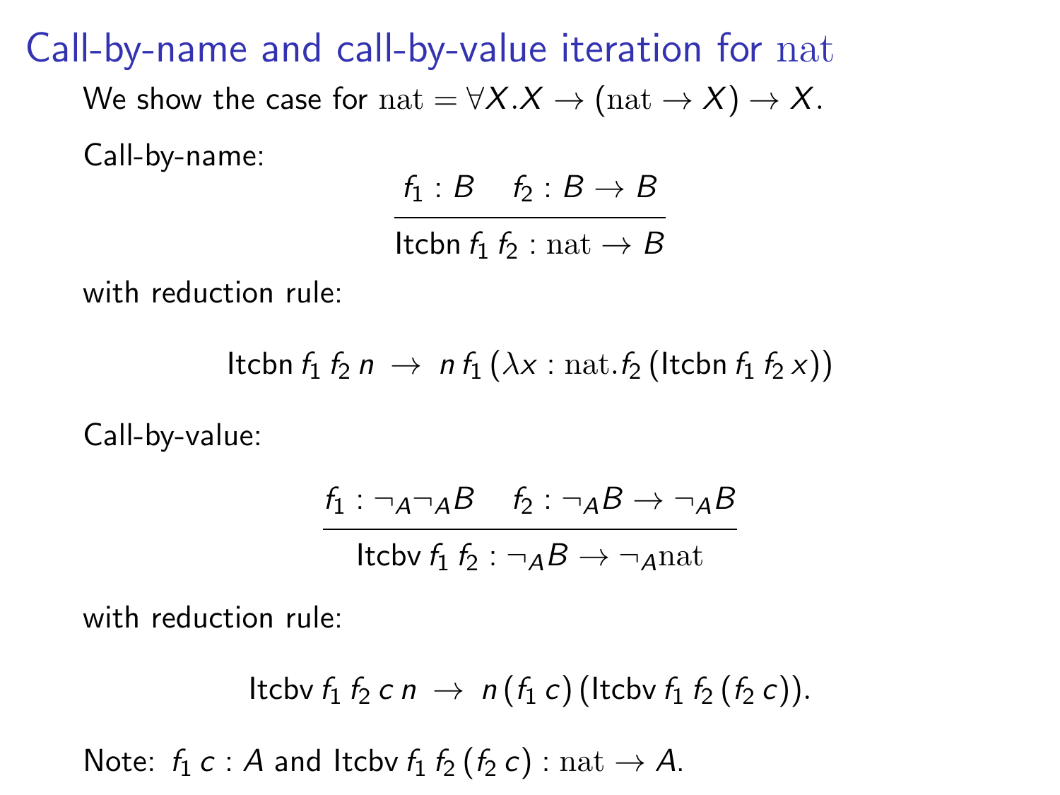# Call-by-name and call-by-value iteration for $\mathrm{nat}$

We show the case for $\mathrm{nat} = \forall X.X \to (\mathrm{nat} \to X) \to X$.

Call-by-name:

$$\frac{f_1 : B \quad f_2 : B \to B}{\mathsf{Itcbn}\ f_1\ f_2 : \mathrm{nat} \to B}$$

with reduction rule:

$$\mathsf{Itcbn}\ f_1\ f_2\ n\ \to\ n\ f_1\ (\lambda x : \mathrm{nat}.f_2\ (\mathsf{Itcbn}\ f_1\ f_2\ x))$$

Call-by-value:

$$\frac{f_1 : \neg_A \neg_A B \quad f_2 : \neg_A B \to \neg_A B}{\mathsf{Itcbv}\ f_1\ f_2 : \neg_A B \to \neg_A \mathrm{nat}}$$

with reduction rule:

$$\mathsf{Itcbv}\ f_1\ f_2\ c\ n\ \to\ n\ (f_1\ c)\ (\mathsf{Itcbv}\ f_1\ f_2\ (f_2\ c)).$$

Note: $f_1\ c : A$ and $\mathsf{Itcbv}\ f_1\ f_2\ (f_2\ c) : \mathrm{nat} \to A$.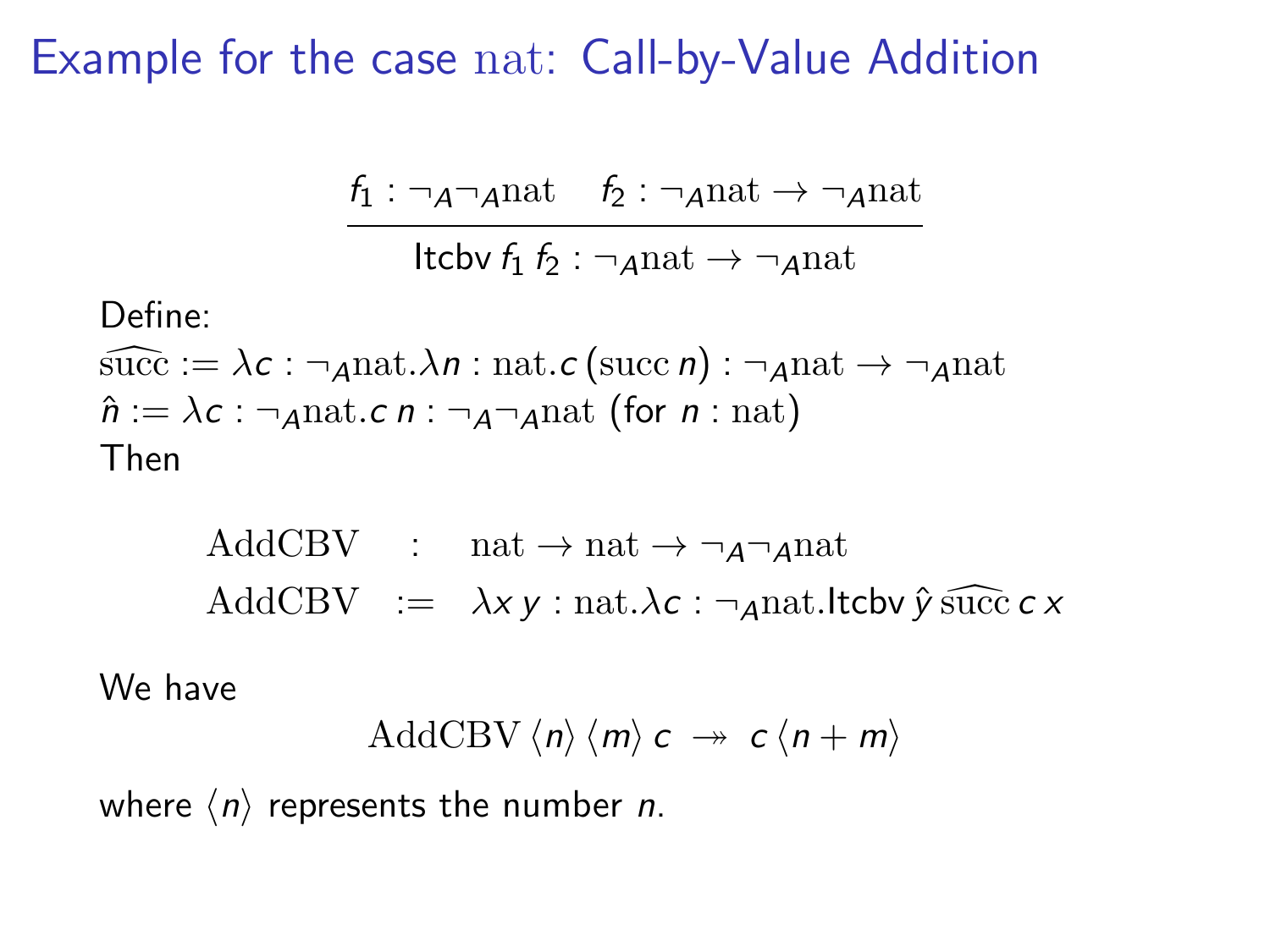# Example for the case $\mathrm{nat}$: Call-by-Value Addition

$$\frac{f_1 : \neg_A \neg_A \mathrm{nat} \quad f_2 : \neg_A \mathrm{nat} \to \neg_A \mathrm{nat}}{\mathsf{Itcbv}\, f_1\, f_2 : \neg_A \mathrm{nat} \to \neg_A \mathrm{nat}}$$

Define:

$\widehat{\mathrm{succ}} := \lambda c : \neg_A \mathrm{nat}. \lambda n : \mathrm{nat}. c\, (\mathrm{succ}\, n) : \neg_A \mathrm{nat} \to \neg_A \mathrm{nat}$

$\hat{n} := \lambda c : \neg_A \mathrm{nat}. c\, n : \neg_A \neg_A \mathrm{nat}$ (for $n : \mathrm{nat}$)

Then

$$\begin{array}{lcl} \mathrm{AddCBV} & : & \mathrm{nat} \to \mathrm{nat} \to \neg_A \neg_A \mathrm{nat} \\ \mathrm{AddCBV} & := & \lambda x\, y : \mathrm{nat}. \lambda c : \neg_A \mathrm{nat}. \mathsf{Itcbv}\, \hat{y}\, \widehat{\mathrm{succ}}\, c\, x \end{array}$$

We have

$$\mathrm{AddCBV}\, \langle n \rangle\, \langle m \rangle\, c \;\twoheadrightarrow\; c\, \langle n + m \rangle$$

where $\langle n \rangle$ represents the number $n$.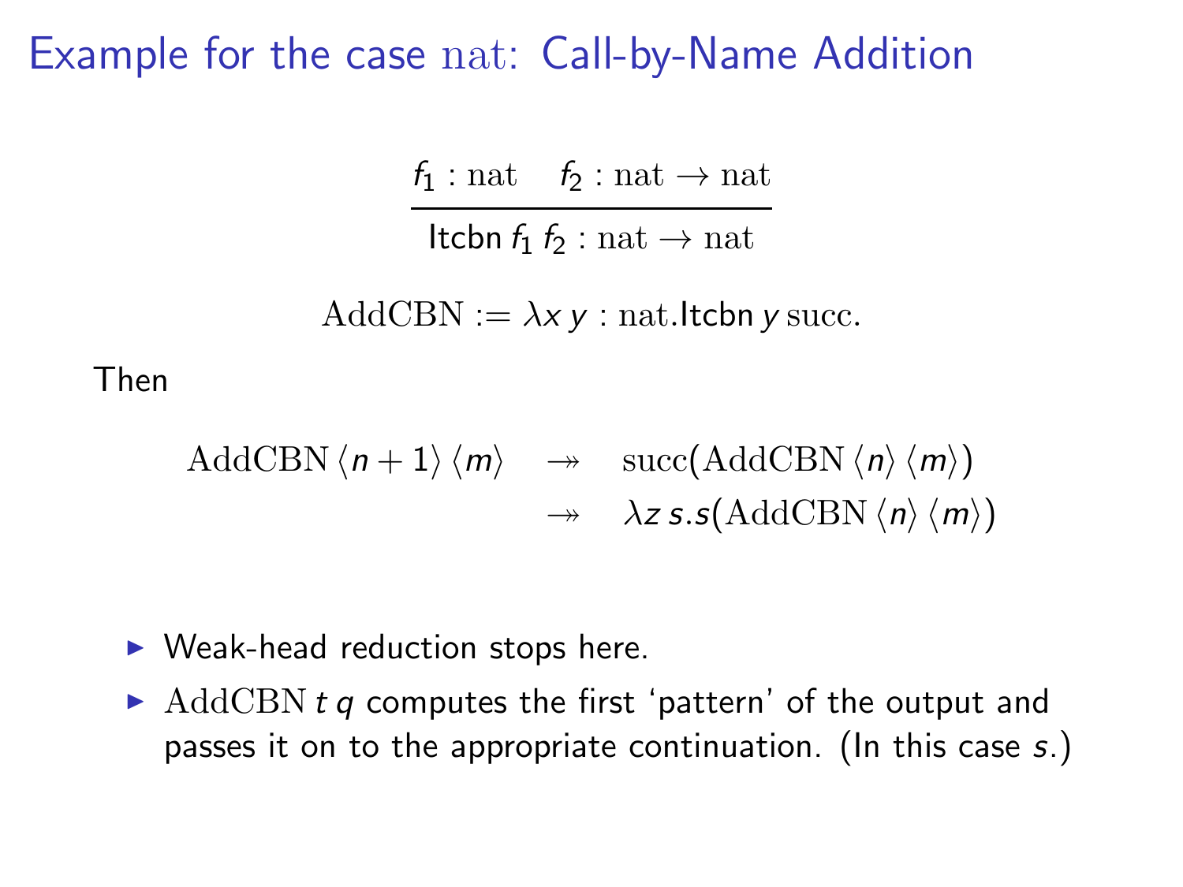# Example for the case $\mathrm{nat}$: Call-by-Name Addition

$$\frac{f_1 : \mathrm{nat} \qquad f_2 : \mathrm{nat} \to \mathrm{nat}}{\mathsf{Itcbn}\, f_1\, f_2 : \mathrm{nat} \to \mathrm{nat}}$$

$$\mathrm{AddCBN} := \lambda x\, y : \mathrm{nat}.\mathsf{Itcbn}\, y\, \mathrm{succ}.$$

Then

$$\begin{array}{rcl} \mathrm{AddCBN}\, \langle n+1 \rangle\, \langle m \rangle & \twoheadrightarrow & \mathrm{succ}(\mathrm{AddCBN}\, \langle n \rangle\, \langle m \rangle) \\ & \twoheadrightarrow & \lambda z\, s.s(\mathrm{AddCBN}\, \langle n \rangle\, \langle m \rangle) \end{array}$$

- Weak-head reduction stops here.
- $\mathrm{AddCBN}\, t\, q$ computes the first 'pattern' of the output and passes it on to the appropriate continuation. (In this case $s$.)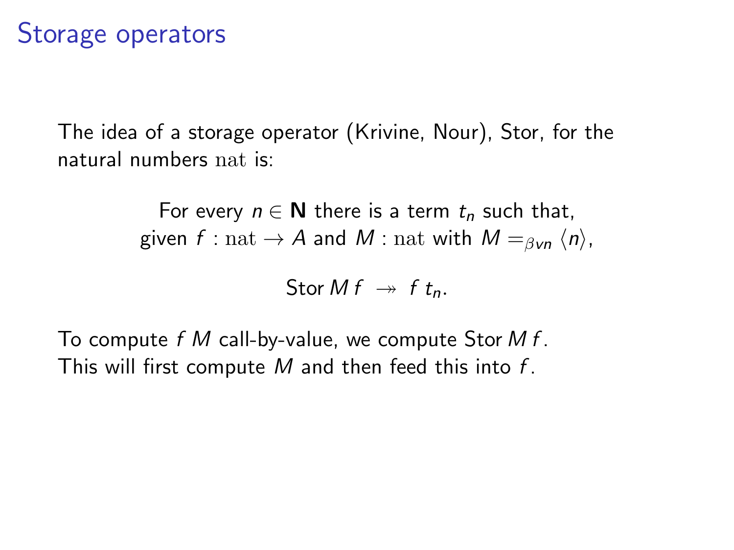# Storage operators

The idea of a storage operator (Krivine, Nour), Stor, for the natural numbers $\mathrm{nat}$ is:

For every $n \in \mathbf{N}$ there is a term $t_n$ such that, given $f : \mathrm{nat} \to A$ and $M : \mathrm{nat}$ with $M =_{\beta v n} \langle n \rangle$,

$$\mathsf{Stor}\, M\, f \twoheadrightarrow f\ t_n.$$

To compute $f\ M$ call-by-value, we compute $\mathsf{Stor}\, M\, f$.
This will first compute $M$ and then feed this into $f$.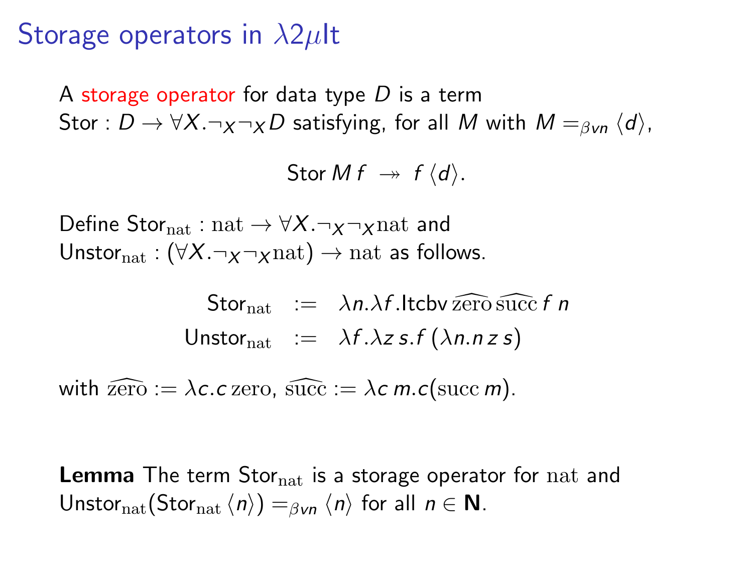# Storage operators in $\lambda 2\mu\mathsf{It}$

A storage operator for data type $D$ is a term $\mathsf{Stor} : D \to \forall X.\neg_X \neg_X D$ satisfying, for all $M$ with $M =_{\beta v n} \langle d \rangle$,

$$\mathsf{Stor}\, M\, f \;\twoheadrightarrow\; f\, \langle d \rangle.$$

Define $\mathsf{Stor}_{\mathrm{nat}} : \mathrm{nat} \to \forall X.\neg_X \neg_X \mathrm{nat}$ and $\mathsf{Unstor}_{\mathrm{nat}} : (\forall X.\neg_X \neg_X \mathrm{nat}) \to \mathrm{nat}$ as follows.

$$\begin{array}{rcl} \mathsf{Stor}_{\mathrm{nat}} & := & \lambda n.\lambda f.\mathsf{Itcbv}\, \widehat{\mathrm{zero}}\, \widehat{\mathrm{succ}}\, f\, n \\ \mathsf{Unstor}_{\mathrm{nat}} & := & \lambda f.\lambda z\, s.f\, (\lambda n.n\, z\, s) \end{array}$$

with $\widehat{\mathrm{zero}} := \lambda c.c\, \mathrm{zero}$, $\widehat{\mathrm{succ}} := \lambda c\, m.c(\mathrm{succ}\, m)$.

**Lemma** The term $\mathsf{Stor}_{\mathrm{nat}}$ is a storage operator for $\mathrm{nat}$ and $\mathsf{Unstor}_{\mathrm{nat}}(\mathsf{Stor}_{\mathrm{nat}}\, \langle n \rangle) =_{\beta v n} \langle n \rangle$ for all $n \in \mathbf{N}$.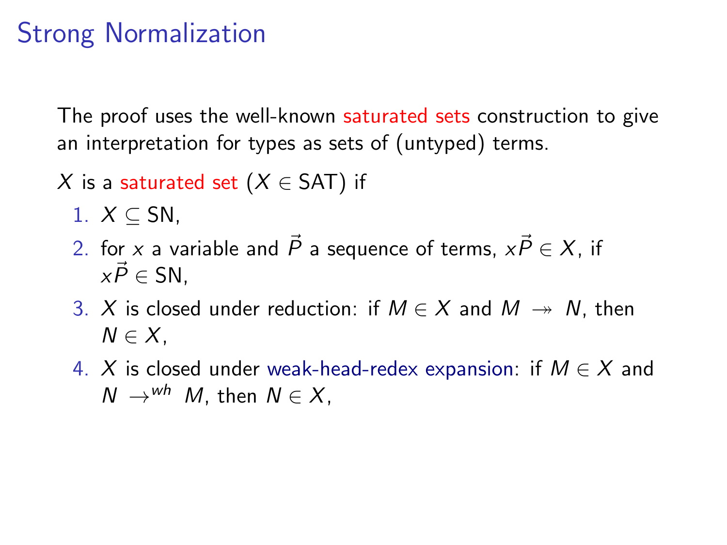# Strong Normalization

The proof uses the well-known saturated sets construction to give an interpretation for types as sets of (untyped) terms.

$X$ is a saturated set ($X \in \mathsf{SAT}$) if

1. $X \subseteq \mathsf{SN}$,
2. for $x$ a variable and $\vec{P}$ a sequence of terms, $x\vec{P} \in X$, if $x\vec{P} \in \mathsf{SN}$,
3. $X$ is closed under reduction: if $M \in X$ and $M \twoheadrightarrow N$, then $N \in X$,
4. $X$ is closed under weak-head-redex expansion: if $M \in X$ and $N \rightarrow^{wh} M$, then $N \in X$,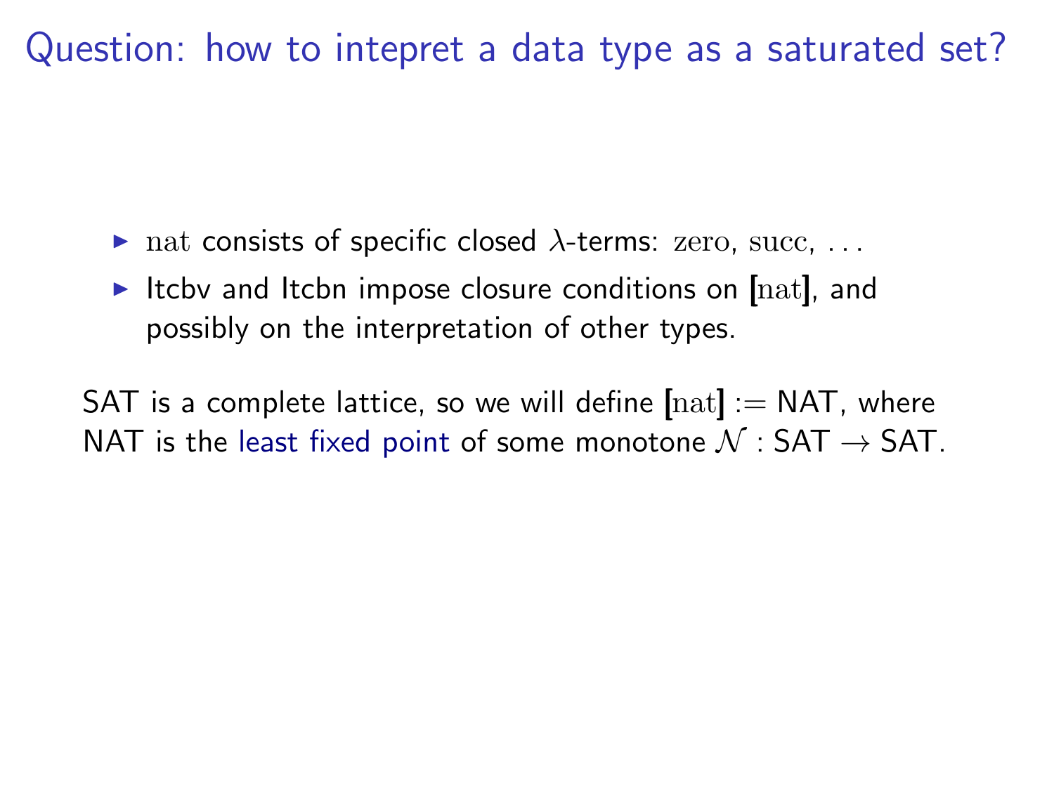# Question: how to intepret a data type as a saturated set?

- $\mathrm{nat}$ consists of specific closed $\lambda$-terms: $\mathrm{zero}$, $\mathrm{succ}$, $\ldots$
- Itcbv and Itcbn impose closure conditions on $[\![\mathrm{nat}]\!]$, and possibly on the interpretation of other types.

SAT is a complete lattice, so we will define $[\![\mathrm{nat}]\!] := \mathsf{NAT}$, where NAT is the least fixed point of some monotone $\mathcal{N} : \mathsf{SAT} \to \mathsf{SAT}$.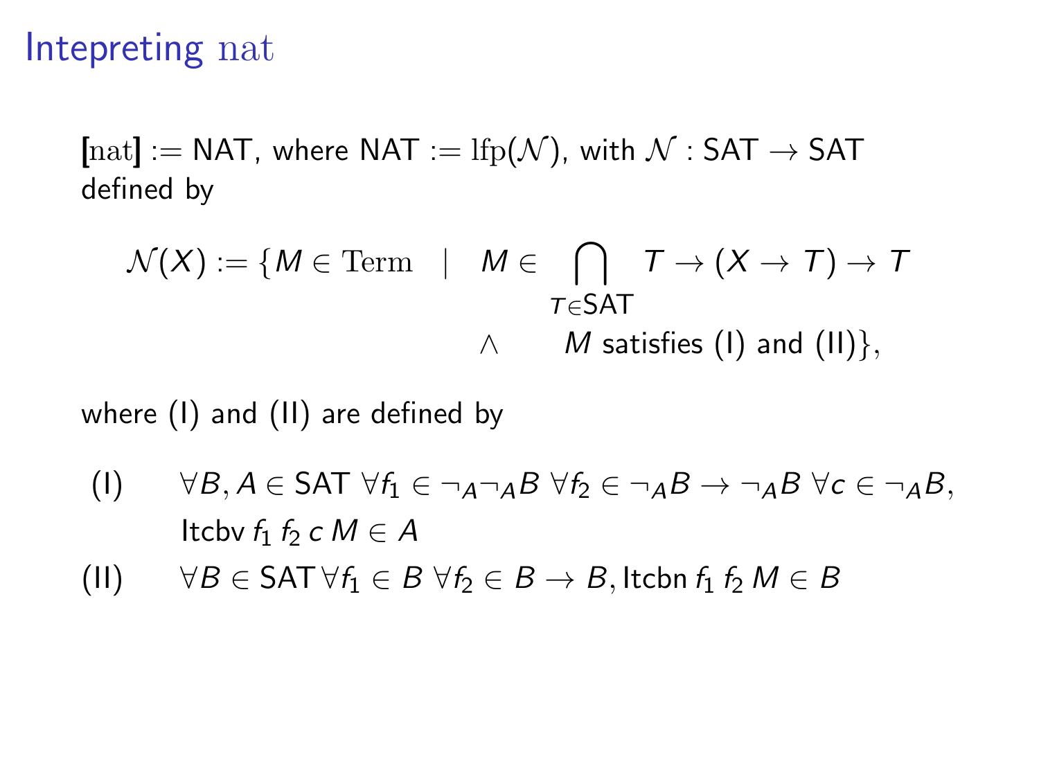# Intepreting $\mathrm{nat}$

$[\![\mathrm{nat}]\!] := \mathsf{NAT}$, where $\mathsf{NAT} := \mathrm{lfp}(\mathcal{N})$, with $\mathcal{N} : \mathsf{SAT} \to \mathsf{SAT}$ defined by

$$\mathcal{N}(X) := \{ M \in \mathrm{Term} \quad | \quad M \in \bigcap_{T \in \mathsf{SAT}} T \to (X \to T) \to T \quad \wedge \quad M \text{ satisfies (I) and (II)} \},$$

where (I) and (II) are defined by

(I) $\quad \forall B, A \in \mathsf{SAT}\ \forall f_1 \in \neg_A \neg_A B\ \forall f_2 \in \neg_A B \to \neg_A B\ \forall c \in \neg_A B,$
$\quad\quad \mathsf{Itcbv}\ f_1\ f_2\ c\ M \in A$

(II) $\quad \forall B \in \mathsf{SAT}\, \forall f_1 \in B\ \forall f_2 \in B \to B, \mathsf{Itcbn}\ f_1\ f_2\ M \in B$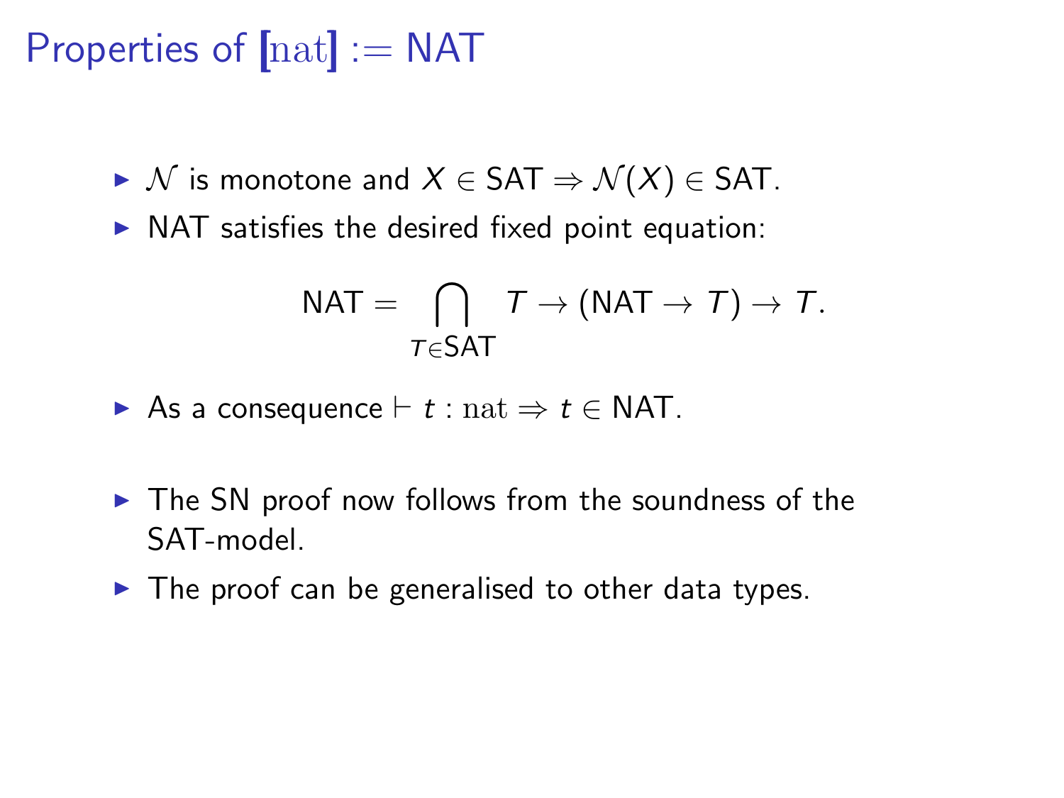# Properties of $[\![\mathrm{nat}]\!] := \mathsf{NAT}$

- $\mathcal{N}$ is monotone and $X \in \mathsf{SAT} \Rightarrow \mathcal{N}(X) \in \mathsf{SAT}$.
- NAT satisfies the desired fixed point equation:

$$\mathsf{NAT} = \bigcap_{T \in \mathsf{SAT}} T \to (\mathsf{NAT} \to T) \to T.$$

- As a consequence $\vdash t : \mathrm{nat} \Rightarrow t \in \mathsf{NAT}$.

- The SN proof now follows from the soundness of the SAT-model.
- The proof can be generalised to other data types.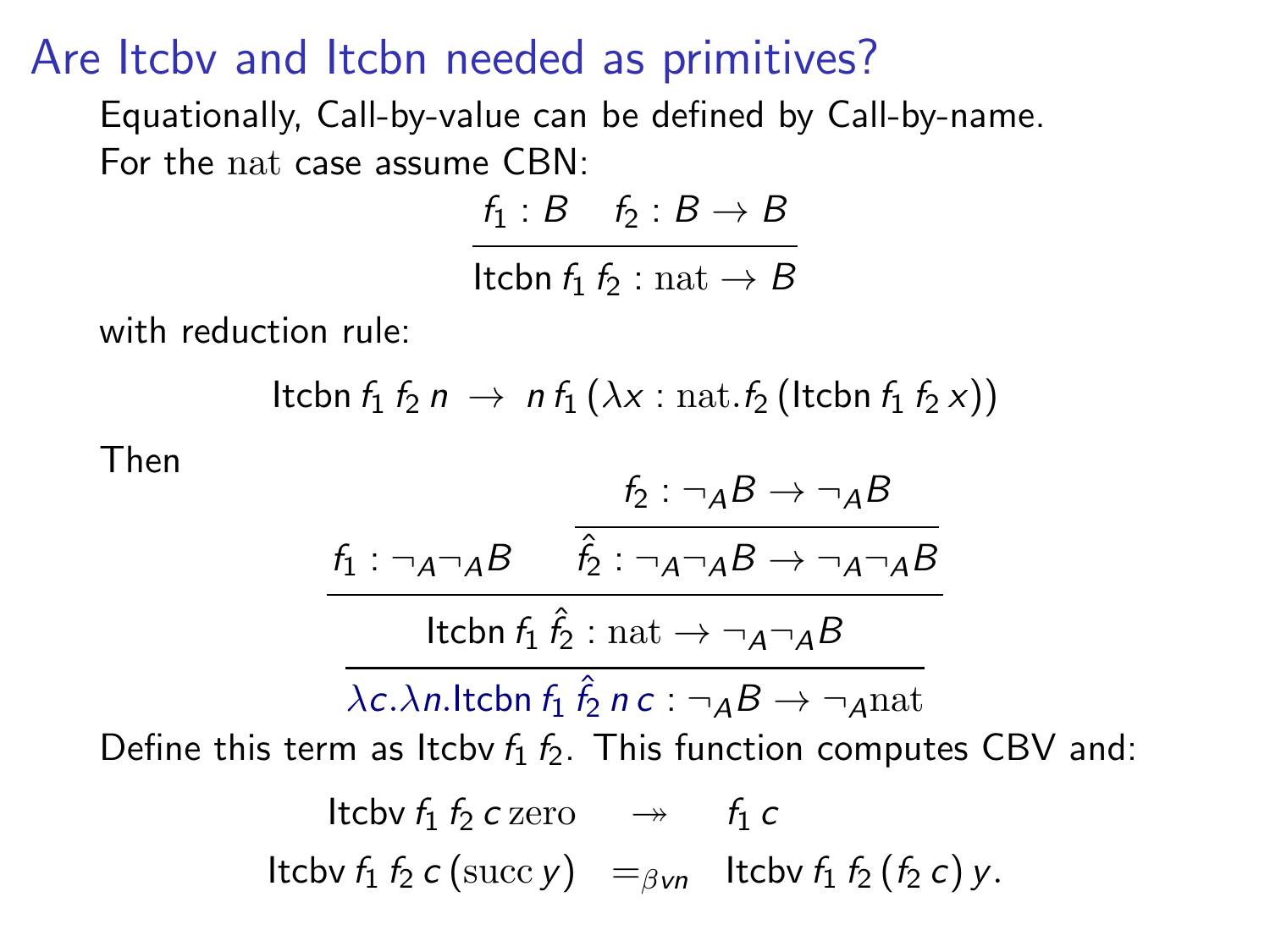# Are Itcbv and Itcbn needed as primitives?

Equationally, Call-by-value can be defined by Call-by-name.

For the $\mathrm{nat}$ case assume CBN:

$$\frac{f_1 : B \quad f_2 : B \to B}{\mathsf{Itcbn}\, f_1\, f_2 : \mathrm{nat} \to B}$$

with reduction rule:

$$\mathsf{Itcbn}\, f_1\, f_2\, n \;\to\; n\, f_1\, (\lambda x : \mathrm{nat}. f_2\, (\mathsf{Itcbn}\, f_1\, f_2\, x))$$

Then

$$\dfrac{f_1 : \neg_A \neg_A B \qquad \dfrac{f_2 : \neg_A B \to \neg_A B}{\hat{f_2} : \neg_A \neg_A B \to \neg_A \neg_A B}}{\dfrac{\mathsf{Itcbn}\, f_1\, \hat{f_2} : \mathrm{nat} \to \neg_A \neg_A B}{\lambda c. \lambda n. \mathsf{Itcbn}\, f_1\, \hat{f_2}\, n\, c : \neg_A B \to \neg_A \mathrm{nat}}}$$

Define this term as $\mathsf{Itcbv}\, f_1\, f_2$. This function computes CBV and:

$$\begin{array}{rcl}
\mathsf{Itcbv}\, f_1\, f_2\, c\, \mathrm{zero} & \twoheadrightarrow & f_1\, c \\
\mathsf{Itcbv}\, f_1\, f_2\, c\, (\mathrm{succ}\, y) & =_{\beta vn} & \mathsf{Itcbv}\, f_1\, f_2\, (f_2\, c)\, y.
\end{array}$$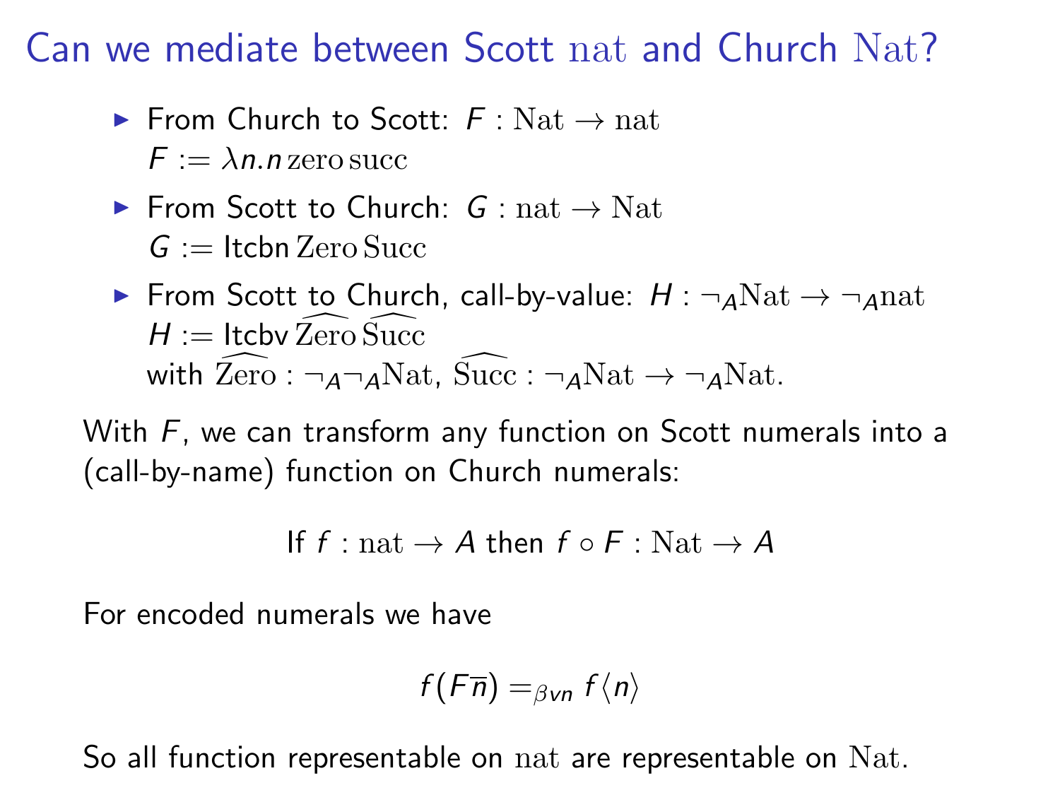# Can we mediate between Scott $\mathrm{nat}$ and Church $\mathrm{Nat}$?

- From Church to Scott: $F : \mathrm{Nat} \to \mathrm{nat}$
  $F := \lambda n.n\,\mathrm{zero}\,\mathrm{succ}$
- From Scott to Church: $G : \mathrm{nat} \to \mathrm{Nat}$
  $G := \mathsf{Itcbn}\,\mathrm{Zero}\,\mathrm{Succ}$
- From Scott to Church, call-by-value: $H : \neg_A \mathrm{Nat} \to \neg_A \mathrm{nat}$
  $H := \mathsf{Itcbv}\,\widehat{\mathrm{Zero}}\,\widehat{\mathrm{Succ}}$
  with $\widehat{\mathrm{Zero}} : \neg_A \neg_A \mathrm{Nat}$, $\widehat{\mathrm{Succ}} : \neg_A \mathrm{Nat} \to \neg_A \mathrm{Nat}$.

With $F$, we can transform any function on Scott numerals into a (call-by-name) function on Church numerals:

$$\text{If } f : \mathrm{nat} \to A \text{ then } f \circ F : \mathrm{Nat} \to A$$

For encoded numerals we have

$$f(F\overline{n}) =_{\beta vn} f\langle n\rangle$$

So all function representable on $\mathrm{nat}$ are representable on $\mathrm{Nat}$.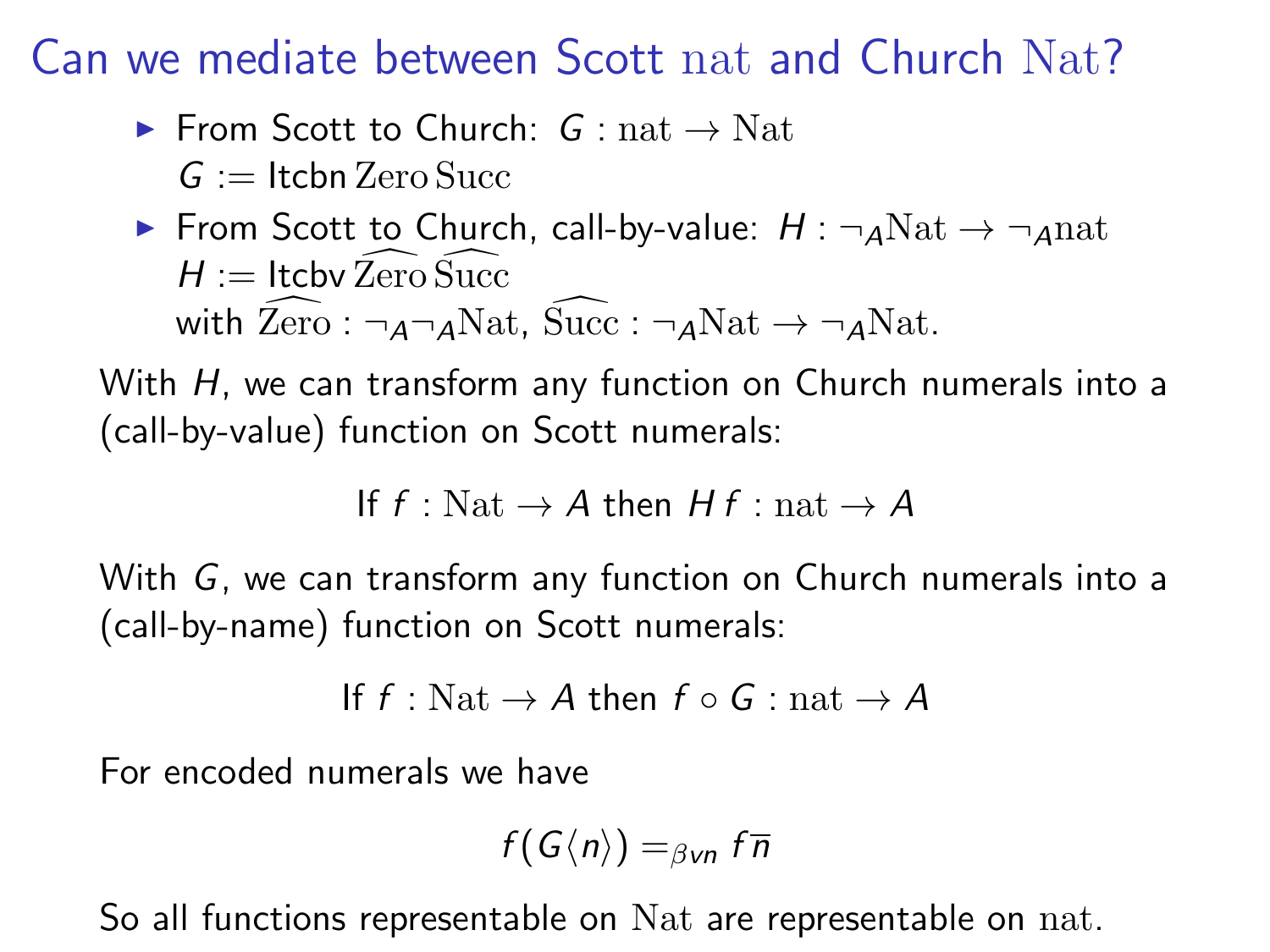# Can we mediate between Scott $\mathrm{nat}$ and Church $\mathrm{Nat}$?

- From Scott to Church: $G : \mathrm{nat} \to \mathrm{Nat}$
  $G := \mathsf{Itcbn}\,\mathrm{Zero}\,\mathrm{Succ}$
- From Scott to Church, call-by-value: $H : \neg_A \mathrm{Nat} \to \neg_A \mathrm{nat}$
  $H := \mathsf{Itcbv}\,\widehat{\mathrm{Zero}}\,\widehat{\mathrm{Succ}}$
  with $\widehat{\mathrm{Zero}} : \neg_A \neg_A \mathrm{Nat}$, $\widehat{\mathrm{Succ}} : \neg_A \mathrm{Nat} \to \neg_A \mathrm{Nat}$.

With $H$, we can transform any function on Church numerals into a (call-by-value) function on Scott numerals:

$$\text{If } f : \mathrm{Nat} \to A \text{ then } H\,f : \mathrm{nat} \to A$$

With $G$, we can transform any function on Church numerals into a (call-by-name) function on Scott numerals:

$$\text{If } f : \mathrm{Nat} \to A \text{ then } f \circ G : \mathrm{nat} \to A$$

For encoded numerals we have

$$f(G\langle n \rangle) =_{\beta vn} f\,\overline{n}$$

So all functions representable on $\mathrm{Nat}$ are representable on $\mathrm{nat}$.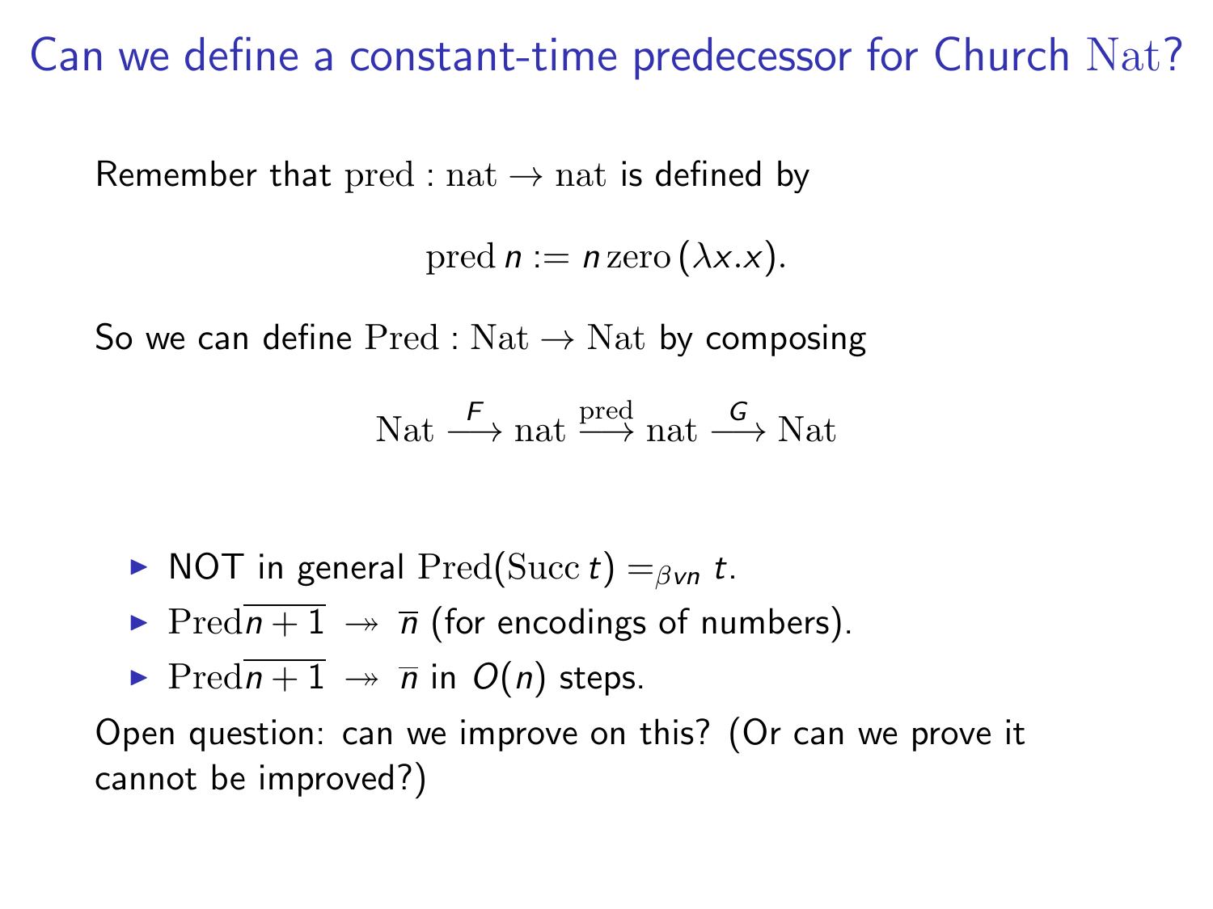# Can we define a constant-time predecessor for Church $\mathrm{Nat}$?

Remember that $\mathrm{pred} : \mathrm{nat} \to \mathrm{nat}$ is defined by

$$\mathrm{pred}\, n := n\, \mathrm{zero}\, (\lambda x.x).$$

So we can define $\mathrm{Pred} : \mathrm{Nat} \to \mathrm{Nat}$ by composing

$$\mathrm{Nat} \xrightarrow{F} \mathrm{nat} \xrightarrow{\mathrm{pred}} \mathrm{nat} \xrightarrow{G} \mathrm{Nat}$$

- NOT in general $\mathrm{Pred}(\mathrm{Succ}\, t) =_{\beta vn} t$.
- $\mathrm{Pred}\overline{n+1} \twoheadrightarrow \overline{n}$ (for encodings of numbers).
- $\mathrm{Pred}\overline{n+1} \twoheadrightarrow \overline{n}$ in $O(n)$ steps.

Open question: can we improve on this? (Or can we prove it cannot be improved?)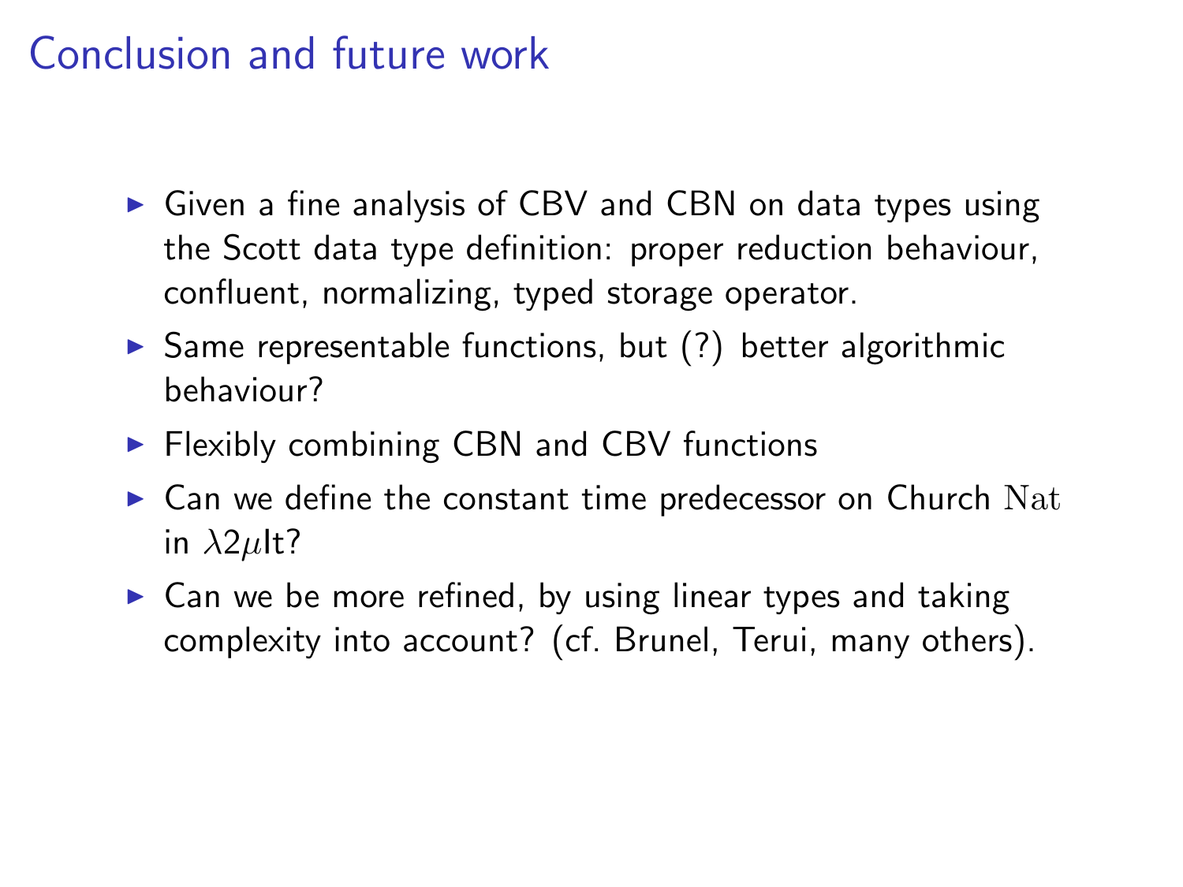# Conclusion and future work

- Given a fine analysis of CBV and CBN on data types using the Scott data type definition: proper reduction behaviour, confluent, normalizing, typed storage operator.
- Same representable functions, but (?) better algorithmic behaviour?
- Flexibly combining CBN and CBV functions
- Can we define the constant time predecessor on Church $\mathrm{Nat}$ in $\lambda 2\mu$It?
- Can we be more refined, by using linear types and taking complexity into account? (cf. Brunel, Terui, many others).